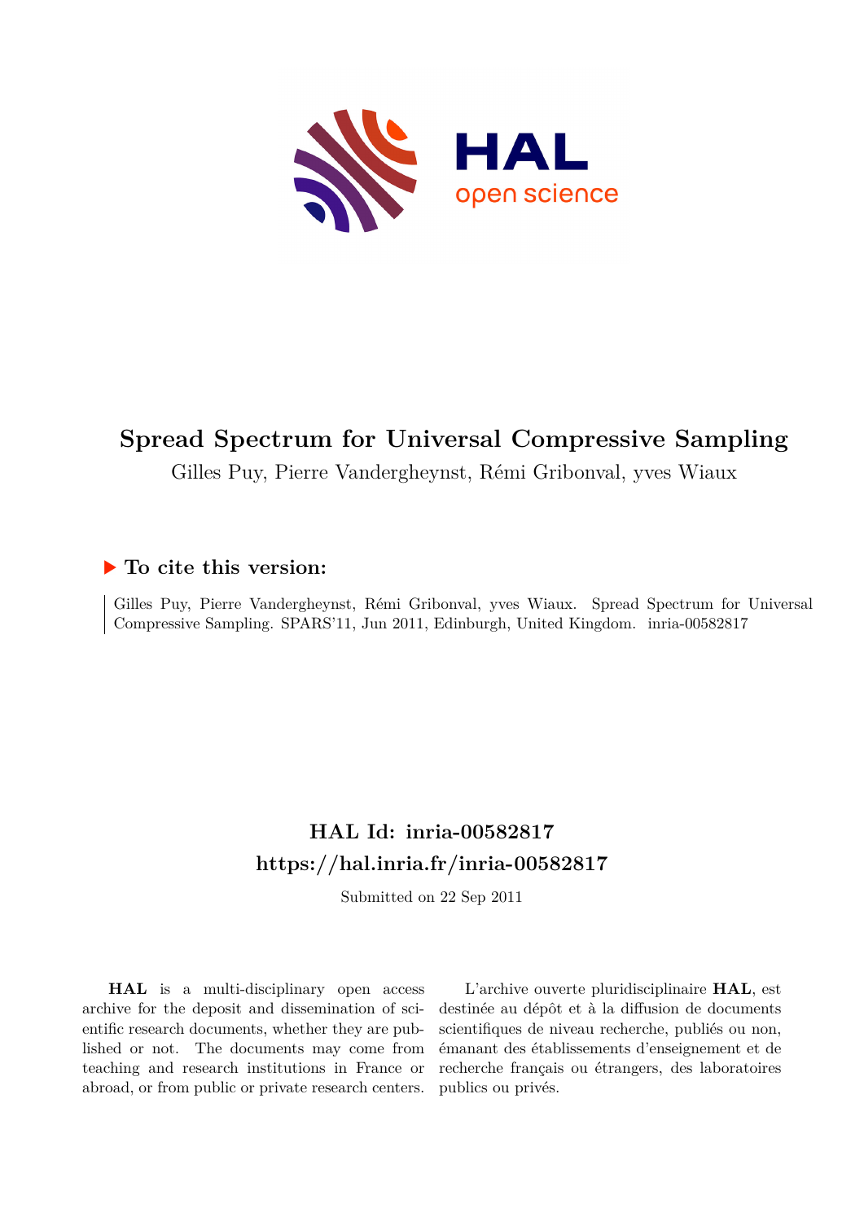# Spread Spectrum for Universal Compressive Sampling

Gilles Puy, Pierre Vandergheynst, Rémi Gribonval, yves Wiaux

## ▶ To cite this version:

Gilles Puy, Pierre Vandergheynst, Rémi Gribonval, yves Wiaux. Spread Spectrum for Universal Compressive Sampling. SPARS'11, Jun 2011, Edinburgh, United Kingdom. inria-00582817

## HAL Id: inria-00582817
## https://hal.inria.fr/inria-00582817

Submitted on 22 Sep 2011

**HAL** is a multi-disciplinary open access archive for the deposit and dissemination of scientific research documents, whether they are published or not. The documents may come from teaching and research institutions in France or abroad, or from public or private research centers.

L'archive ouverte pluridisciplinaire **HAL**, est destinée au dépôt et à la diffusion de documents scientifiques de niveau recherche, publiés ou non, émanant des établissements d'enseignement et de recherche français ou étrangers, des laboratoires publics ou privés.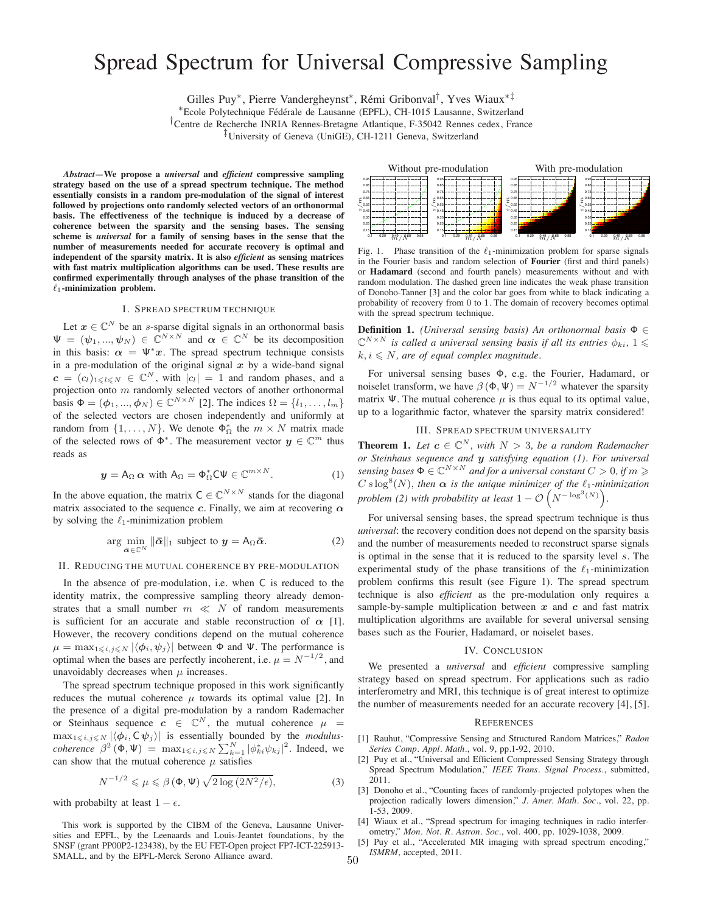# Spread Spectrum for Universal Compressive Sampling

Gilles Puy*, Pierre Vandergheynst*, Rémi Gribonval†, Yves Wiaux*‡

*Ecole Polytechnique Fédérale de Lausanne (EPFL), CH-1015 Lausanne, Switzerland
†Centre de Recherche INRIA Rennes-Bretagne Atlantique, F-35042 Rennes cedex, France
‡University of Geneva (UniGE), CH-1211 Geneva, Switzerland

***Abstract*—We propose a *universal* and *efficient* compressive sampling strategy based on the use of a spread spectrum technique. The method essentially consists in a random pre-modulation of the signal of interest followed by projections onto randomly selected vectors of an orthonormal basis. The effectiveness of the technique is induced by a decrease of coherence between the sparsity and the sensing bases. The sensing scheme is *universal* for a family of sensing bases in the sense that the number of measurements needed for accurate recovery is optimal and independent of the sparsity matrix. It is also *efficient* as sensing matrices with fast matrix multiplication algorithms can be used. These results are confirmed experimentally through analyses of the phase transition of the $\ell_1$-minimization problem.**

## I. Spread spectrum technique

Let $\boldsymbol{x} \in \mathbb{C}^N$ be an $s$-sparse digital signals in an orthonormal basis $\Psi = (\boldsymbol{\psi}_1, ..., \boldsymbol{\psi}_N) \in \mathbb{C}^{N \times N}$ and $\boldsymbol{\alpha} \in \mathbb{C}^N$ be its decomposition in this basis: $\boldsymbol{\alpha} = \Psi^* \boldsymbol{x}$. The spread spectrum technique consists in a pre-modulation of the original signal $\boldsymbol{x}$ by a wide-band signal $\boldsymbol{c} = (c_l)_{1 \leqslant l \leqslant N} \in \mathbb{C}^N$, with $|c_l| = 1$ and random phases, and a projection onto $m$ randomly selected vectors of another orthonormal basis $\Phi = (\boldsymbol{\phi}_1, ..., \boldsymbol{\phi}_N) \in \mathbb{C}^{N \times N}$ [2]. The indices $\Omega = \{l_1, \ldots, l_m\}$ of the selected vectors are chosen independently and uniformly at random from $\{1, \ldots, N\}$. We denote $\Phi_\Omega^*$ the $m \times N$ matrix made of the selected rows of $\Phi^*$. The measurement vector $\boldsymbol{y} \in \mathbb{C}^m$ thus reads as

$$\boldsymbol{y} = \mathsf{A}_\Omega \, \boldsymbol{\alpha} \text{ with } \mathsf{A}_\Omega = \Phi_\Omega^* \mathsf{C} \Psi \in \mathbb{C}^{m \times N}. \tag{1}$$

In the above equation, the matrix $\mathsf{C} \in \mathbb{C}^{N \times N}$ stands for the diagonal matrix associated to the sequence $\boldsymbol{c}$. Finally, we aim at recovering $\boldsymbol{\alpha}$ by solving the $\ell_1$-minimization problem

$$\arg \min_{\bar{\boldsymbol{\alpha}} \in \mathbb{C}^N} \|\bar{\boldsymbol{\alpha}}\|_1 \text{ subject to } \boldsymbol{y} = \mathsf{A}_\Omega \bar{\boldsymbol{\alpha}}. \tag{2}$$

## II. Reducing the mutual coherence by pre-modulation

In the absence of pre-modulation, i.e. when $\mathsf{C}$ is reduced to the identity matrix, the compressive sampling theory already demonstrates that a small number $m \ll N$ of random measurements is sufficient for an accurate and stable reconstruction of $\boldsymbol{\alpha}$ [1]. However, the recovery conditions depend on the mutual coherence $\mu = \max_{1 \leqslant i,j \leqslant N} |\langle \boldsymbol{\phi}_i, \boldsymbol{\psi}_j \rangle|$ between $\Phi$ and $\Psi$. The performance is optimal when the bases are perfectly incoherent, i.e. $\mu = N^{-1/2}$, and unavoidably decreases when $\mu$ increases.

The spread spectrum technique proposed in this work significantly reduces the mutual coherence $\mu$ towards its optimal value [2]. In the presence of a digital pre-modulation by a random Rademacher or Steinhaus sequence $\boldsymbol{c} \in \mathbb{C}^N$, the mutual coherence $\mu = \max_{1 \leqslant i,j \leqslant N} |\langle \boldsymbol{\phi}_i, \mathsf{C} \boldsymbol{\psi}_j \rangle|$ is essentially bounded by the *modulus-coherence* $\beta^2(\Phi, \Psi) = \max_{1 \leqslant i,j \leqslant N} \sum_{k=1}^N |\phi_{ki}^* \psi_{kj}|^2$. Indeed, we can show that the mutual coherence $\mu$ satisfies

$$N^{-1/2} \leqslant \mu \leqslant \beta(\Phi, \Psi) \sqrt{2 \log (2N^2/\epsilon)}, \tag{3}$$

with probabilty at least $1 - \epsilon$.

This work is supported by the CIBM of the Geneva, Lausanne Universities and EPFL, by the Leenaards and Louis-Jeantet foundations, by the SNSF (grant PP00P2-123438), by the EU FET-Open project FP7-ICT-225913-SMALL, and by the EPFL-Merck Serono Alliance award.

Without pre-modulation
With pre-modulation

Fig. 1. Phase transition of the $\ell_1$-minimization problem for sparse signals in the Fourier basis and random selection of **Fourier** (first and third panels) or **Hadamard** (second and fourth panels) measurements without and with random modulation. The dashed green line indicates the weak phase transition of Donoho-Tanner [3] and the color bar goes from white to black indicating a probability of recovery from 0 to 1. The domain of recovery becomes optimal with the spread spectrum technique.

**Definition 1.** *(Universal sensing basis) An orthonormal basis $\Phi \in \mathbb{C}^{N \times N}$ is called a universal sensing basis if all its entries $\phi_{ki}$, $1 \leqslant k, i \leqslant N$, are of equal complex magnitude.*

For universal sensing bases $\Phi$, e.g. the Fourier, Hadamard, or noiselet transform, we have $\beta(\Phi, \Psi) = N^{-1/2}$ whatever the sparsity matrix $\Psi$. The mutual coherence $\mu$ is thus equal to its optimal value, up to a logarithmic factor, whatever the sparsity matrix considered!

## III. Spread spectrum universality

**Theorem 1.** *Let $\boldsymbol{c} \in \mathbb{C}^N$, with $N > 3$, be a random Rademacher or Steinhaus sequence and $\boldsymbol{y}$ satisfying equation (1). For universal sensing bases $\Phi \in \mathbb{C}^{N \times N}$ and for a universal constant $C > 0$, if $m \geqslant C \, s \log^8(N)$, then $\boldsymbol{\alpha}$ is the unique minimizer of the $\ell_1$-minimization problem (2) with probability at least $1 - \mathcal{O}\left(N^{-\log^3(N)}\right)$.*

For universal sensing bases, the spread spectrum technique is thus *universal*: the recovery condition does not depend on the sparsity basis and the number of measurements needed to reconstruct sparse signals is optimal in the sense that it is reduced to the sparsity level $s$. The experimental study of the phase transitions of the $\ell_1$-minimization problem confirms this result (see Figure 1). The spread spectrum technique is also *efficient* as the pre-modulation only requires a sample-by-sample multiplication between $\boldsymbol{x}$ and $\boldsymbol{c}$ and fast matrix multiplication algorithms are available for several universal sensing bases such as the Fourier, Hadamard, or noiselet bases.

## IV. Conclusion

We presented a *universal* and *efficient* compressive sampling strategy based on spread spectrum. For applications such as radio interferometry and MRI, this technique is of great interest to optimize the number of measurements needed for an accurate recovery [4], [5].

## References

[1] Rauhut, "Compressive Sensing and Structured Random Matrices," *Radon Series Comp. Appl. Math.*, vol. 9, pp.1-92, 2010.

[2] Puy et al., "Universal and Efficient Compressed Sensing Strategy through Spread Spectrum Modulation," *IEEE Trans. Signal Process.*, submitted, 2011.

[3] Donoho et al., "Counting faces of randomly-projected polytopes when the projection radically lowers dimension," *J. Amer. Math. Soc.*, vol. 22, pp. 1-53, 2009.

[4] Wiaux et al., "Spread spectrum for imaging techniques in radio interferometry," *Mon. Not. R. Astron. Soc.*, vol. 400, pp. 1029-1038, 2009.

[5] Puy et al., "Accelerated MR imaging with spread spectrum encoding," *ISMRM*, accepted, 2011.